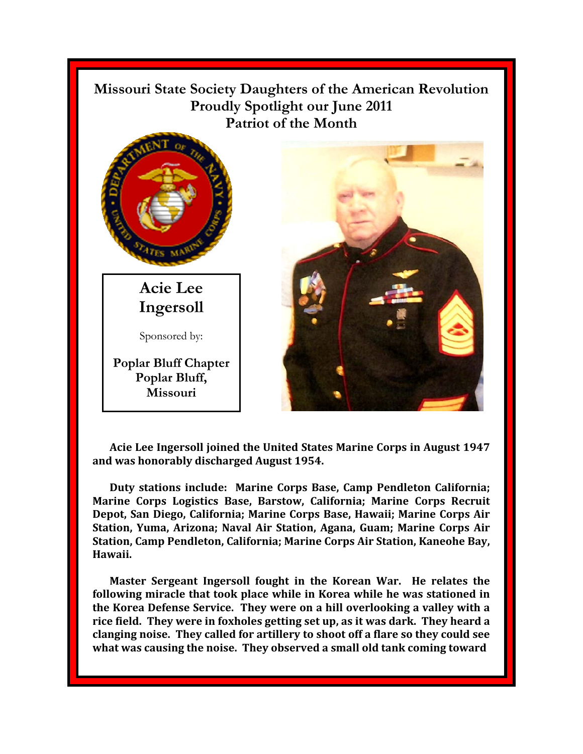# Missouri State Society Daughters of the American Revolution Proudly Spotlight our June 2011 Patriot of the Month

## Acie Lee Ingersoll

Sponsored by:

**Poplar Bluff Chapter Poplar Bluff, Missouri**

**Acie Lee Ingersoll joined the United States Marine Corps in August 1947 and was honorably discharged August 1954.**

**Duty stations include: Marine Corps Base, Camp Pendleton California; Marine Corps Logistics Base, Barstow, California; Marine Corps Recruit Depot, San Diego, California; Marine Corps Base, Hawaii; Marine Corps Air Station, Yuma, Arizona; Naval Air Station, Agana, Guam; Marine Corps Air Station, Camp Pendleton, California; Marine Corps Air Station, Kaneohe Bay, Hawaii.**

**Master Sergeant Ingersoll fought in the Korean War. He relates the following miracle that took place while in Korea while he was stationed in the Korea Defense Service. They were on a hill overlooking a valley with a rice field. They were in foxholes getting set up, as it was dark. They heard a clanging noise. They called for artillery to shoot off a flare so they could see what was causing the noise. They observed a small old tank coming toward**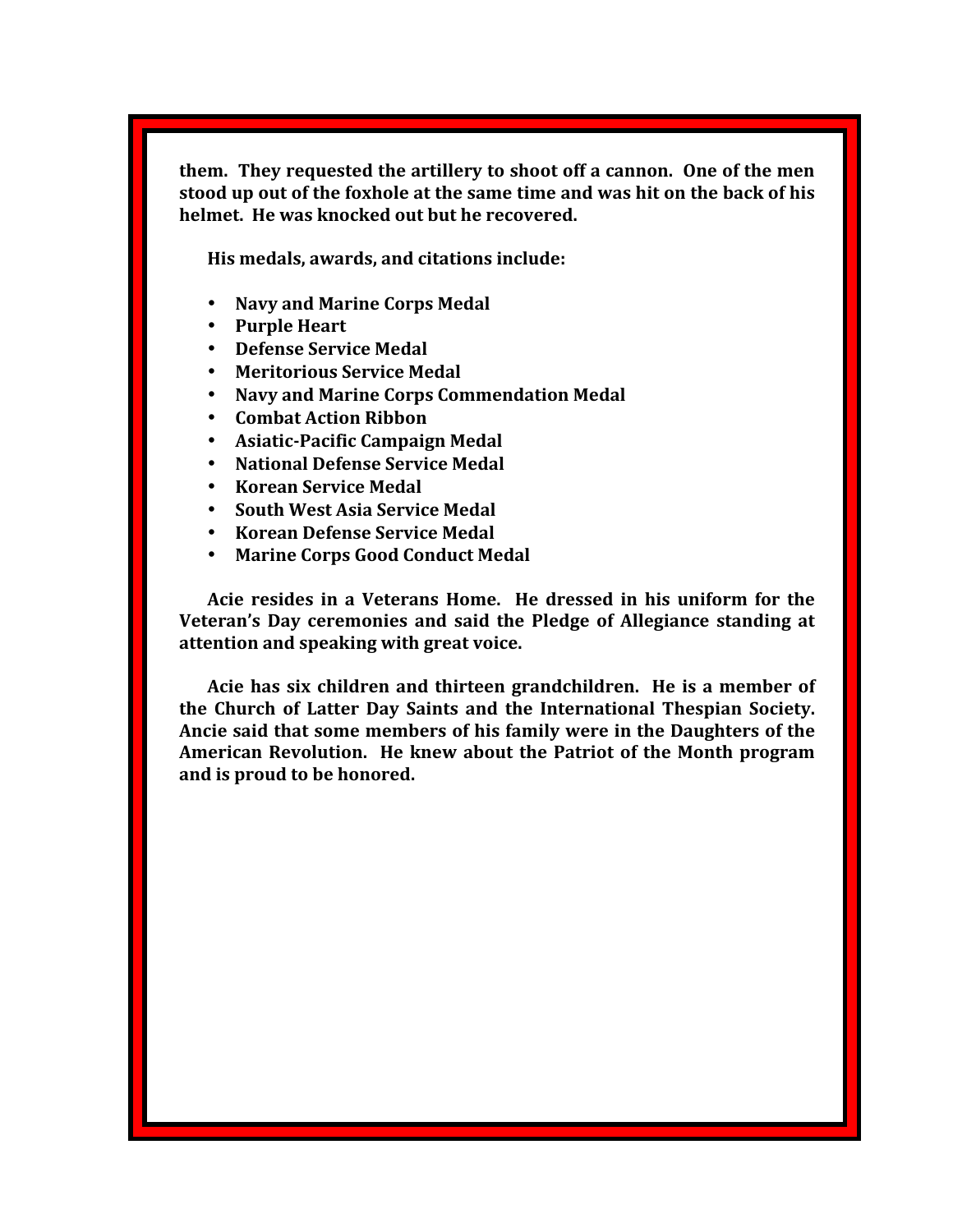**them. They requested the artillery to shoot off a cannon. One of the men stood up out of the foxhole at the same time and was hit on the back of his helmet. He was knocked out but he recovered.**

**His medals, awards, and citations include:**

- **Navy and Marine Corps Medal**
- **Purple Heart**
- **Defense Service Medal**
- **Meritorious Service Medal**
- **Navy and Marine Corps Commendation Medal**
- **Combat Action Ribbon**
- **Asiatic-Pacific Campaign Medal**
- **National Defense Service Medal**
- **Korean Service Medal**
- **South West Asia Service Medal**
- **Korean Defense Service Medal**
- **Marine Corps Good Conduct Medal**

**Acie resides in a Veterans Home. He dressed in his uniform for the Veteran's Day ceremonies and said the Pledge of Allegiance standing at attention and speaking with great voice.**

**Acie has six children and thirteen grandchildren. He is a member of the Church of Latter Day Saints and the International Thespian Society. Ancie said that some members of his family were in the Daughters of the American Revolution. He knew about the Patriot of the Month program and is proud to be honored.**